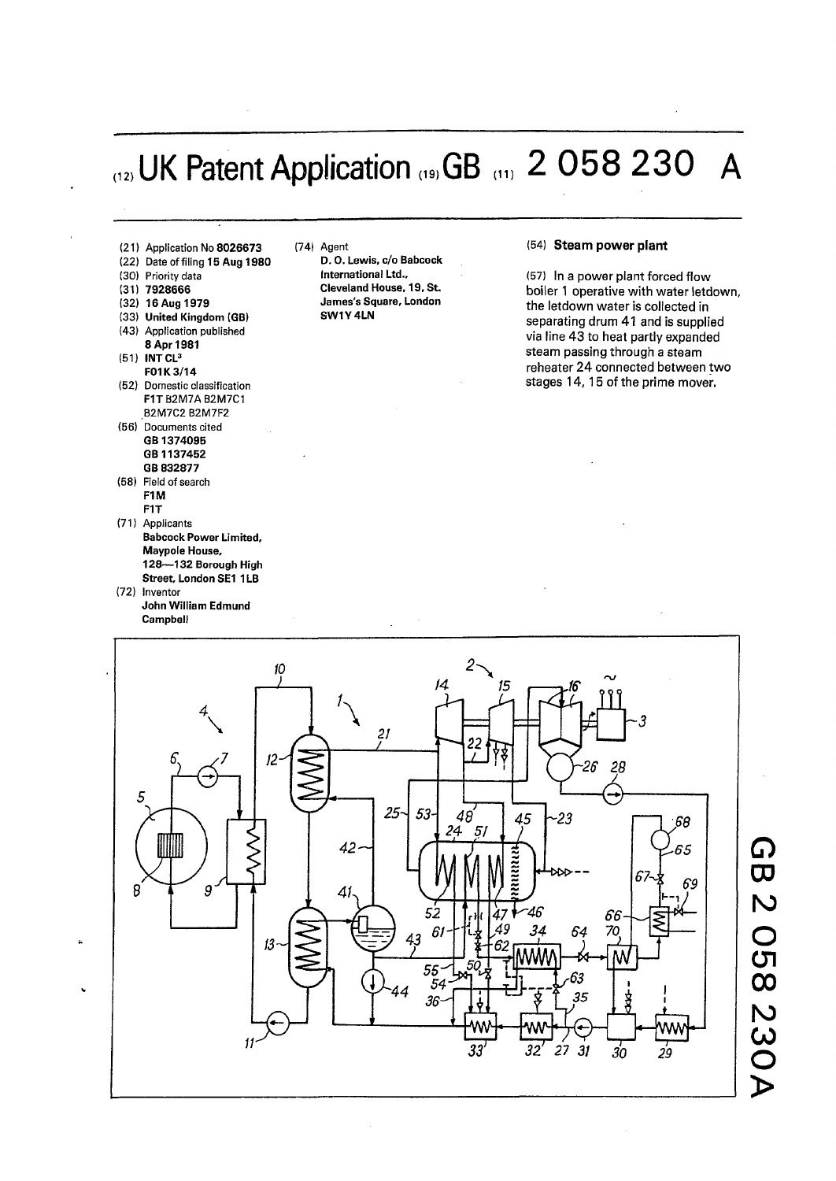# (12) UK Patent Application (19) GB (11) 2 058 230 A

(21) Application No 8026673
(22) Date of filing 15 Aug 1980
(30) Priority data
(31) 7928666
(32) 16 Aug 1979
(33) United Kingdom (GB)
(43) Application published 8 Apr 1981
(51) INT CL[3] F01K 3/14
(52) Domestic classification F1T B2M7A B2M7C1 B2M7C2 B2M7F2
(56) Documents cited
GB 1374095
GB 1137452
GB 832877
(58) Field of search
F1M
F1T
(71) Applicants
**Babcock Power Limited, Maypole House, 128—132 Borough High Street, London SE1 1LB**
(72) Inventor
**John William Edmund Campbell**
(74) Agent
**D. O. Lewis, c/o Babcock International Ltd., Cleveland House, 19, St. James's Square, London SW1Y 4LN**

(54) **Steam power plant**

(57) In a power plant forced flow boiler 1 operative with water letdown, the letdown water is collected in separating drum 41 and is supplied via line 43 to heat partly expanded steam passing through a steam reheater 24 connected between two stages 14, 15 of the prime mover.

GB 2 058 230 A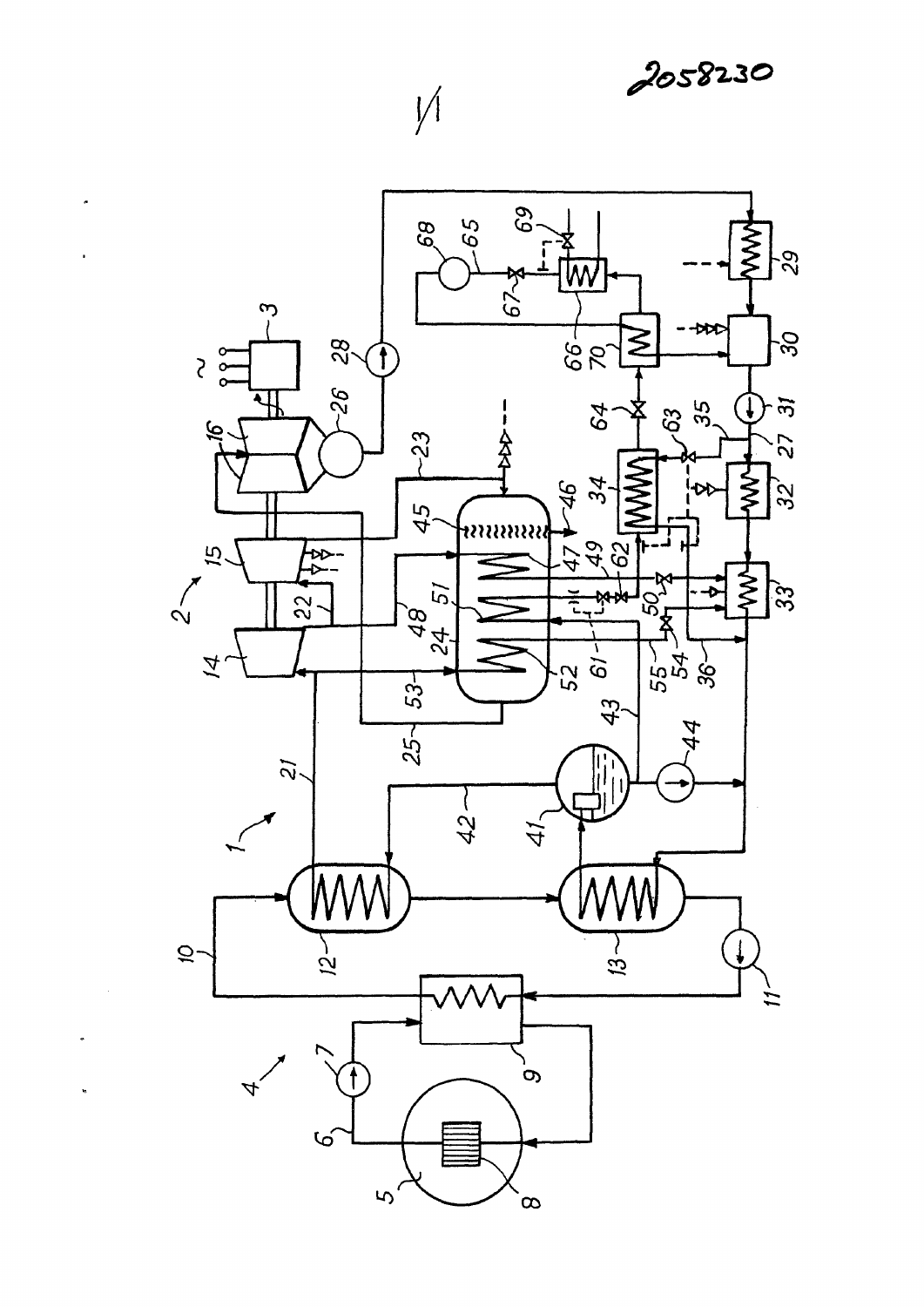2058230

1/1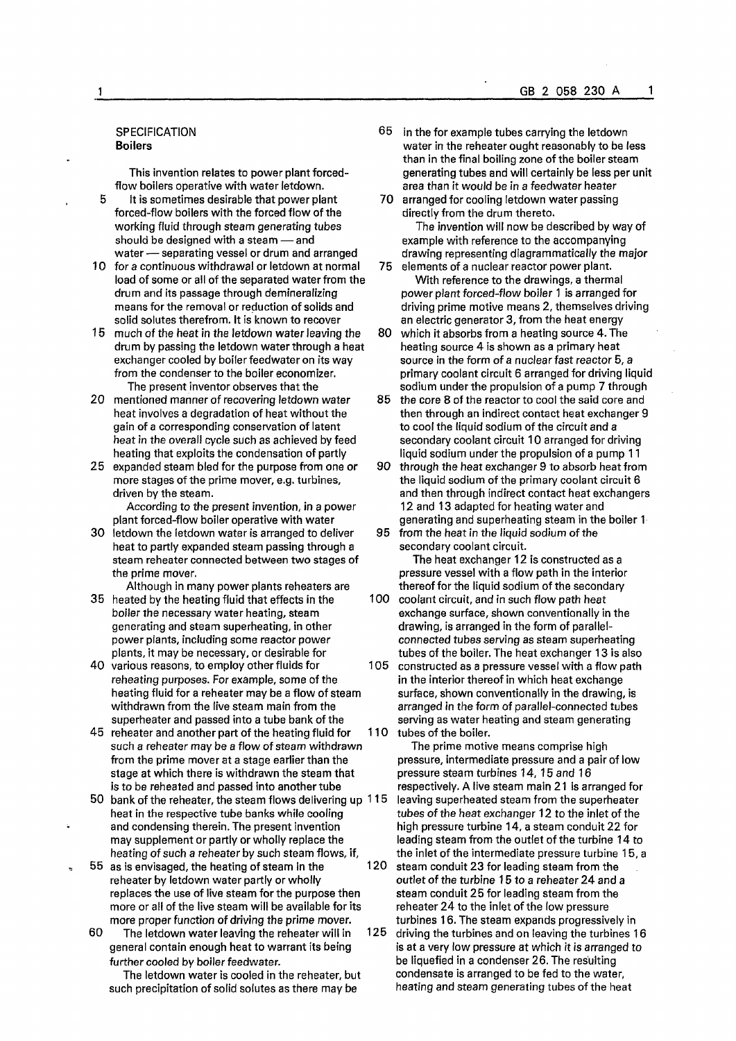## SPECIFICATION
### Boilers

This invention relates to power plant forced-flow boilers operative with water letdown.

It is sometimes desirable that power plant forced-flow boilers with the forced flow of the working fluid through steam generating tubes should be designed with a steam — and water — separating vessel or drum and arranged for a continuous withdrawal or letdown at normal load of some or all of the separated water from the drum and its passage through demineralizing means for the removal or reduction of solids and solid solutes therefrom. It is known to recover much of the heat in the letdown water leaving the drum by passing the letdown water through a heat exchanger cooled by boiler feedwater on its way from the condenser to the boiler economizer.

The present inventor observes that the mentioned manner of recovering letdown water heat involves a degradation of heat without the gain of a corresponding conservation of latent heat in the overall cycle such as achieved by feed heating that exploits the condensation of partly expanded steam bled for the purpose from one or more stages of the prime mover, e.g. turbines, driven by the steam.

According to the present invention, in a power plant forced-flow boiler operative with water letdown the letdown water is arranged to deliver heat to partly expanded steam passing through a steam reheater connected between two stages of the prime mover.

Although in many power plants reheaters are heated by the heating fluid that effects in the boiler the necessary water heating, steam generating and steam superheating, in other power plants, including some reactor power plants, it may be necessary, or desirable for various reasons, to employ other fluids for reheating purposes. For example, some of the heating fluid for a reheater may be a flow of steam withdrawn from the live steam main from the superheater and passed into a tube bank of the reheater and another part of the heating fluid for such a reheater may be a flow of steam withdrawn from the prime mover at a stage earlier than the stage at which there is withdrawn the steam that is to be reheated and passed into another tube bank of the reheater, the steam flows delivering up heat in the respective tube banks while cooling and condensing therein. The present invention may supplement or partly or wholly replace the heating of such a reheater by such steam flows, if, as is envisaged, the heating of steam in the reheater by letdown water partly or wholly replaces the use of live steam for the purpose then more or all of the live steam will be available for its more proper function of driving the prime mover.

The letdown water leaving the reheater will in general contain enough heat to warrant its being further cooled by boiler feedwater.

The letdown water is cooled in the reheater, but such precipitation of solid solutes as there may be in the for example tubes carrying the letdown water in the reheater ought reasonably to be less than in the final boiling zone of the boiler steam generating tubes and will certainly be less per unit area than it would be in a feedwater heater arranged for cooling letdown water passing directly from the drum thereto.

The invention will now be described by way of example with reference to the accompanying drawing representing diagrammatically the major elements of a nuclear reactor power plant.

With reference to the drawings, a thermal power plant forced-flow boiler 1 is arranged for driving prime motive means 2, themselves driving an electric generator 3, from the heat energy which it absorbs from a heating source 4. The heating source 4 is shown as a primary heat source in the form of a nuclear fast reactor 5, a primary coolant circuit 6 arranged for driving liquid sodium under the propulsion of a pump 7 through the core 8 of the reactor to cool the said core and then through an indirect contact heat exchanger 9 to cool the liquid sodium of the circuit and a secondary coolant circuit 10 arranged for driving liquid sodium under the propulsion of a pump 11 through the heat exchanger 9 to absorb heat from the liquid sodium of the primary coolant circuit 6 and then through indirect contact heat exchangers 12 and 13 adapted for heating water and generating and superheating steam in the boiler 1 from the heat in the liquid sodium of the secondary coolant circuit.

The heat exchanger 12 is constructed as a pressure vessel with a flow path in the interior thereof for the liquid sodium of the secondary coolant circuit, and in such flow path heat exchange surface, shown conventionally in the drawing, is arranged in the form of parallel-connected tubes serving as steam superheating tubes of the boiler. The heat exchanger 13 is also constructed as a pressure vessel with a flow path in the interior thereof in which heat exchange surface, shown conventionally in the drawing, is arranged in the form of parallel-connected tubes serving as water heating and steam generating tubes of the boiler.

The prime motive means comprise high pressure, intermediate pressure and a pair of low pressure steam turbines 14, 15 and 16 respectively. A live steam main 21 is arranged for leaving superheated steam from the superheater tubes of the heat exchanger 12 to the inlet of the high pressure turbine 14, a steam conduit 22 for leading steam from the outlet of the turbine 14 to the inlet of the intermediate pressure turbine 15, a steam conduit 23 for leading steam from the outlet of the turbine 15 to a reheater 24 and a steam conduit 25 for leading steam from the reheater 24 to the inlet of the low pressure turbines 16. The steam expands progressively in driving the turbines and on leaving the turbines 16 is at a very low pressure at which it is arranged to be liquefied in a condenser 26. The resulting condensate is arranged to be fed to the water, heating and steam generating tubes of the heat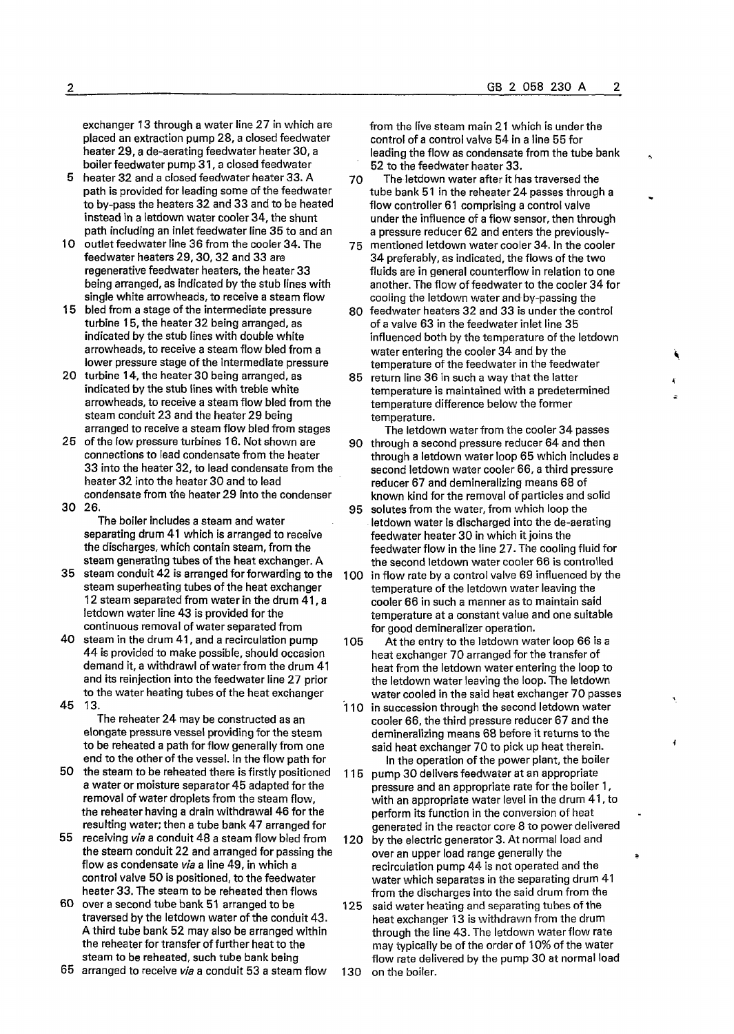exchanger 13 through a water line 27 in which are placed an extraction pump 28, a closed feedwater heater 29, a de-aerating feedwater heater 30, a boiler feedwater pump 31, a closed feedwater heater 32 and a closed feedwater heater 33. A path is provided for leading some of the feedwater to by-pass the heaters 32 and 33 and to be heated instead in a letdown water cooler 34, the shunt path including an inlet feedwater line 35 to and an outlet feedwater line 36 from the cooler 34. The feedwater heaters 29, 30, 32 and 33 are regenerative feedwater heaters, the heater 33 being arranged, as indicated by the stub lines with single white arrowheads, to receive a steam flow bled from a stage of the intermediate pressure turbine 15, the heater 32 being arranged, as indicated by the stub lines with double white arrowheads, to receive a steam flow bled from a lower pressure stage of the intermediate pressure turbine 14, the heater 30 being arranged, as indicated by the stub lines with treble white arrowheads, to receive a steam flow bled from the steam conduit 23 and the heater 29 being arranged to receive a steam flow bled from stages of the low pressure turbines 16. Not shown are connections to lead condensate from the heater 33 into the heater 32, to lead condensate from the heater 32 into the heater 30 and to lead condensate from the heater 29 into the condenser 26.

The boiler includes a steam and water separating drum 41 which is arranged to receive the discharges, which contain steam, from the steam generating tubes of the heat exchanger. A steam conduit 42 is arranged for forwarding to the steam superheating tubes of the heat exchanger 12 steam separated from water in the drum 41, a letdown water line 43 is provided for the continuous removal of water separated from steam in the drum 41, and a recirculation pump 44 is provided to make possible, should occasion demand it, a withdrawl of water from the drum 41 and its reinjection into the feedwater line 27 prior to the water heating tubes of the heat exchanger 13.

The reheater 24 may be constructed as an elongate pressure vessel providing for the steam to be reheated a path for flow generally from one end to the other of the vessel. In the flow path for the steam to be reheated there is firstly positioned a water or moisture separator 45 adapted for the removal of water droplets from the steam flow, the reheater having a drain withdrawal 46 for the resulting water; then a tube bank 47 arranged for receiving *via* a conduit 48 a steam flow bled from the steam conduit 22 and arranged for passing the flow as condensate *via* a line 49, in which a control valve 50 is positioned, to the feedwater heater 33. The steam to be reheated then flows over a second tube bank 51 arranged to be traversed by the letdown water of the conduit 43. A third tube bank 52 may also be arranged within the reheater for transfer of further heat to the steam to be reheated, such tube bank being arranged to receive *via* a conduit 53 a steam flow from the live steam main 21 which is under the control of a control valve 54 in a line 55 for leading the flow as condensate from the tube bank 52 to the feedwater heater 33.

The letdown water after it has traversed the tube bank 51 in the reheater 24 passes through a flow controller 61 comprising a control valve under the influence of a flow sensor, then through a pressure reducer 62 and enters the previously-mentioned letdown water cooler 34. In the cooler 34 preferably, as indicated, the flows of the two fluids are in general counterflow in relation to one another. The flow of feedwater to the cooler 34 for cooling the letdown water and by-passing the feedwater heaters 32 and 33 is under the control of a valve 63 in the feedwater inlet line 35 influenced both by the temperature of the letdown water entering the cooler 34 and by the temperature of the feedwater in the feedwater return line 36 in such a way that the latter temperature is maintained with a predetermined temperature difference below the former temperature.

The letdown water from the cooler 34 passes through a second pressure reducer 64 and then through a letdown water loop 65 which includes a second letdown water cooler 66, a third pressure reducer 67 and demineralizing means 68 of known kind for the removal of particles and solid solutes from the water, from which loop the letdown water is discharged into the de-aerating feedwater heater 30 in which it joins the feedwater flow in the line 27. The cooling fluid for the second letdown water cooler 66 is controlled in flow rate by a control valve 69 influenced by the temperature of the letdown water leaving the cooler 66 in such a manner as to maintain said temperature at a constant value and one suitable for good demineralizer operation.

At the entry to the letdown water loop 66 is a heat exchanger 70 arranged for the transfer of heat from the letdown water entering the loop to the letdown water leaving the loop. The letdown water cooled in the said heat exchanger 70 passes in succession through the second letdown water cooler 66, the third pressure reducer 67 and the demineralizing means 68 before it returns to the said heat exchanger 70 to pick up heat therein.

In the operation of the power plant, the boiler pump 30 delivers feedwater at an appropriate pressure and an appropriate rate for the boiler 1, with an appropriate water level in the drum 41, to perform its function in the conversion of heat generated in the reactor core 8 to power delivered by the electric generator 3. At normal load and over an upper load range generally the recirculation pump 44 is not operated and the water which separates in the separating drum 41 from the discharges into the said drum from the said water heating and separating tubes of the heat exchanger 13 is withdrawn from the drum through the line 43. The letdown water flow rate may typically be of the order of 10% of the water flow rate delivered by the pump 30 at normal load on the boiler.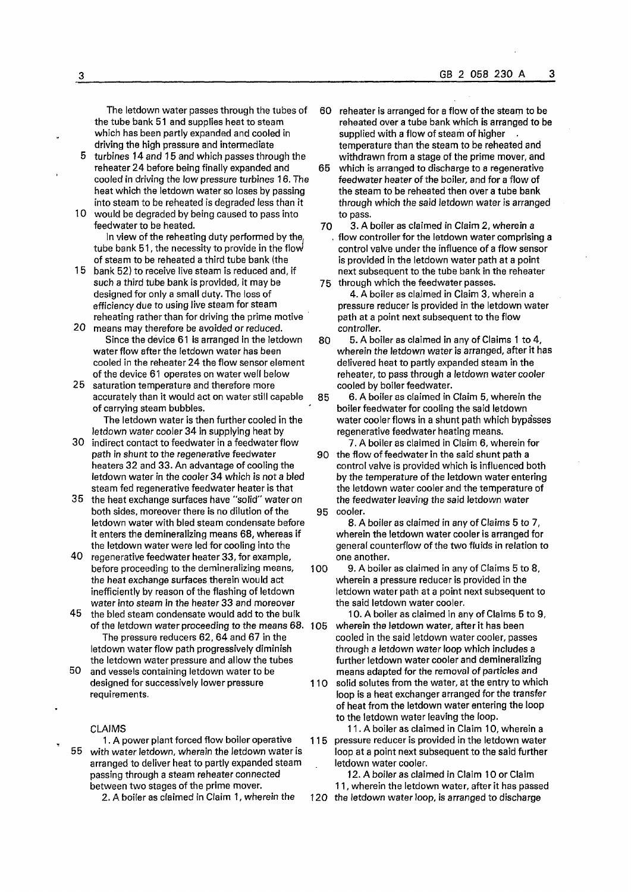The letdown water passes through the tubes of the tube bank 51 and supplies heat to steam which has been partly expanded and cooled in driving the high pressure and intermediate turbines 14 and 15 and which passes through the reheater 24 before being finally expanded and cooled in driving the low pressure turbines 16. The heat which the letdown water so loses by passing into steam to be reheated is degraded less than it would be degraded by being caused to pass into feedwater to be heated.

In view of the reheating duty performed by the tube bank 51, the necessity to provide in the flow of steam to be reheated a third tube bank (the bank 52) to receive live steam is reduced and, if such a third tube bank is provided, it may be designed for only a small duty. The loss of efficiency due to using live steam for steam reheating rather than for driving the prime motive means may therefore be avoided or reduced.

Since the device 61 is arranged in the letdown water flow after the letdown water has been cooled in the reheater 24 the flow sensor element of the device 61 operates on water well below saturation temperature and therefore more accurately than it would act on water still capable of carrying steam bubbles.

The letdown water is then further cooled in the letdown water cooler 34 in supplying heat by indirect contact to feedwater in a feedwater flow path in shunt to the regenerative feedwater heaters 32 and 33. An advantage of cooling the letdown water in the cooler 34 which is not a bled steam fed regenerative feedwater heater is that the heat exchange surfaces have "solid" water on both sides, moreover there is no dilution of the letdown water with bled steam condensate before it enters the demineralizing means 68, whereas if the letdown water were led for cooling into the regenerative feedwater heater 33, for example, before proceeding to the demineralizing means, the heat exchange surfaces therein would act inefficiently by reason of the flashing of letdown water into steam in the heater 33 and moreover the bled steam condensate would add to the bulk of the letdown water proceeding to the means 68.

The pressure reducers 62, 64 and 67 in the letdown water flow path progressively diminish the letdown water pressure and allow the tubes and vessels containing letdown water to be designed for successively lower pressure requirements.

## CLAIMS

1. A power plant forced flow boiler operative with water letdown, wherein the letdown water is arranged to deliver heat to partly expanded steam passing through a steam reheater connected between two stages of the prime mover.

2. A boiler as claimed in Claim 1, wherein the reheater is arranged for a flow of the steam to be reheated over a tube bank which is arranged to be supplied with a flow of steam of higher temperature than the steam to be reheated and withdrawn from a stage of the prime mover, and which is arranged to discharge to a regenerative feedwater heater of the boiler, and for a flow of the steam to be reheated then over a tube bank through which the said letdown water is arranged to pass.

3. A boiler as claimed in Claim 2, wherein a flow controller for the letdown water comprising a control valve under the influence of a flow sensor is provided in the letdown water path at a point next subsequent to the tube bank in the reheater through which the feedwater passes.

4. A boiler as claimed in Claim 3, wherein a pressure reducer is provided in the letdown water path at a point next subsequent to the flow controller.

5. A boiler as claimed in any of Claims 1 to 4, wherein the letdown water is arranged, after it has delivered heat to partly expanded steam in the reheater, to pass through a letdown water cooler cooled by boiler feedwater.

6. A boiler as claimed in Claim 5, wherein the boiler feedwater for cooling the said letdown water cooler flows in a shunt path which bypasses regenerative feedwater heating means.

7. A boiler as claimed in Claim 6, wherein for the flow of feedwater in the said shunt path a control valve is provided which is influenced both by the temperature of the letdown water entering the letdown water cooler and the temperature of the feedwater leaving the said letdown water cooler.

8. A boiler as claimed in any of Claims 5 to 7, wherein the letdown water cooler is arranged for general counterflow of the two fluids in relation to one another.

9. A boiler as claimed in any of Claims 5 to 8, wherein a pressure reducer is provided in the letdown water path at a point next subsequent to the said letdown water cooler.

10. A boiler as claimed in any of Claims 5 to 9, wherein the letdown water, after it has been cooled in the said letdown water cooler, passes through a letdown water loop which includes a further letdown water cooler and demineralizing means adapted for the removal of particles and solid solutes from the water, at the entry to which loop is a heat exchanger arranged for the transfer of heat from the letdown water entering the loop to the letdown water leaving the loop.

11. A boiler as claimed in Claim 10, wherein a pressure reducer is provided in the letdown water loop at a point next subsequent to the said further letdown water cooler.

12. A boiler as claimed in Claim 10 or Claim 11, wherein the letdown water, after it has passed the letdown water loop, is arranged to discharge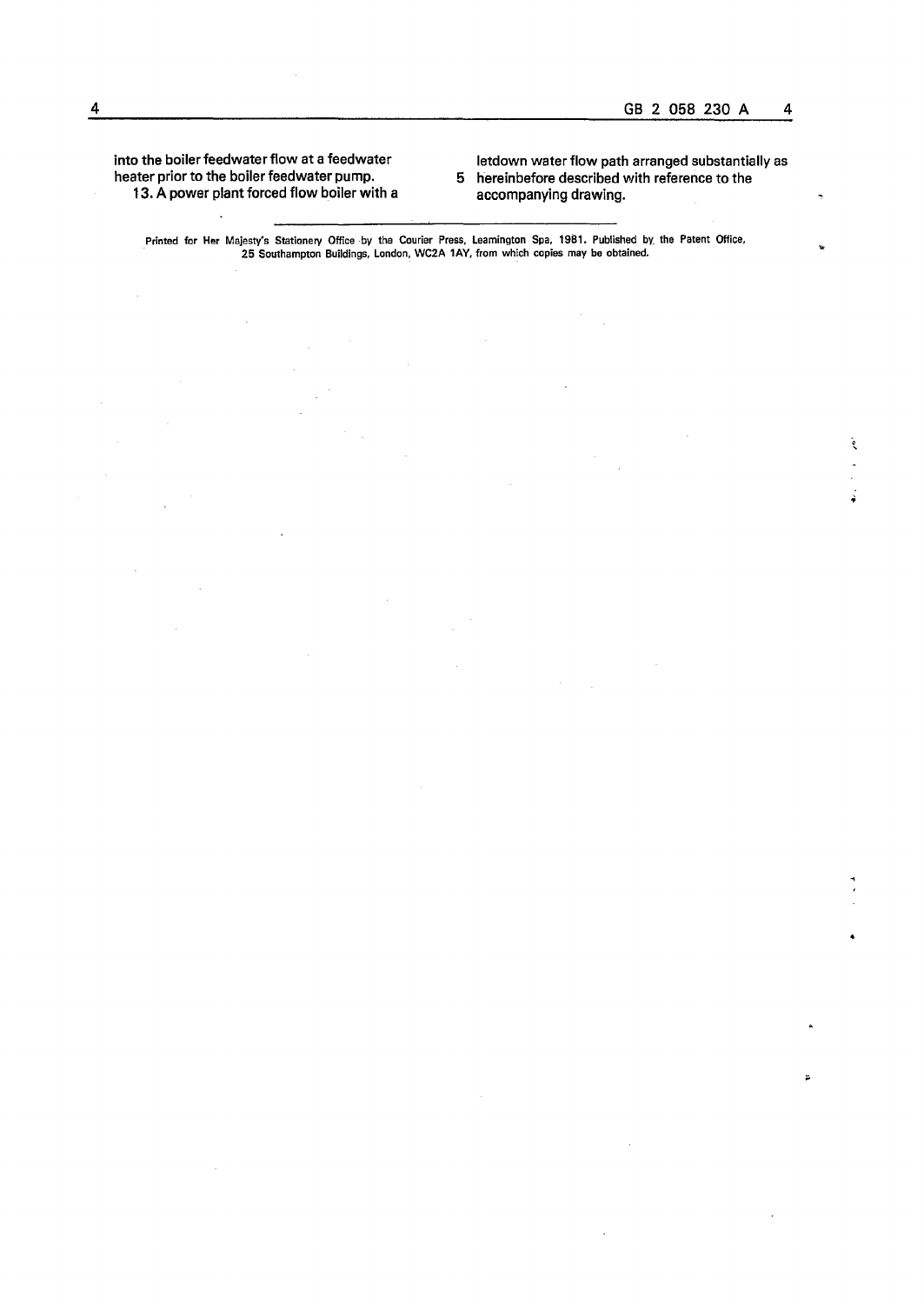into the boiler feedwater flow at a feedwater heater prior to the boiler feedwater pump.

13. A power plant forced flow boiler with a letdown water flow path arranged substantially as hereinbefore described with reference to the accompanying drawing.

---

Printed for Her Majesty's Stationery Office by the Courier Press, Leamington Spa, 1981. Published by the Patent Office, 25 Southampton Buildings, London, WC2A 1AY, from which copies may be obtained.